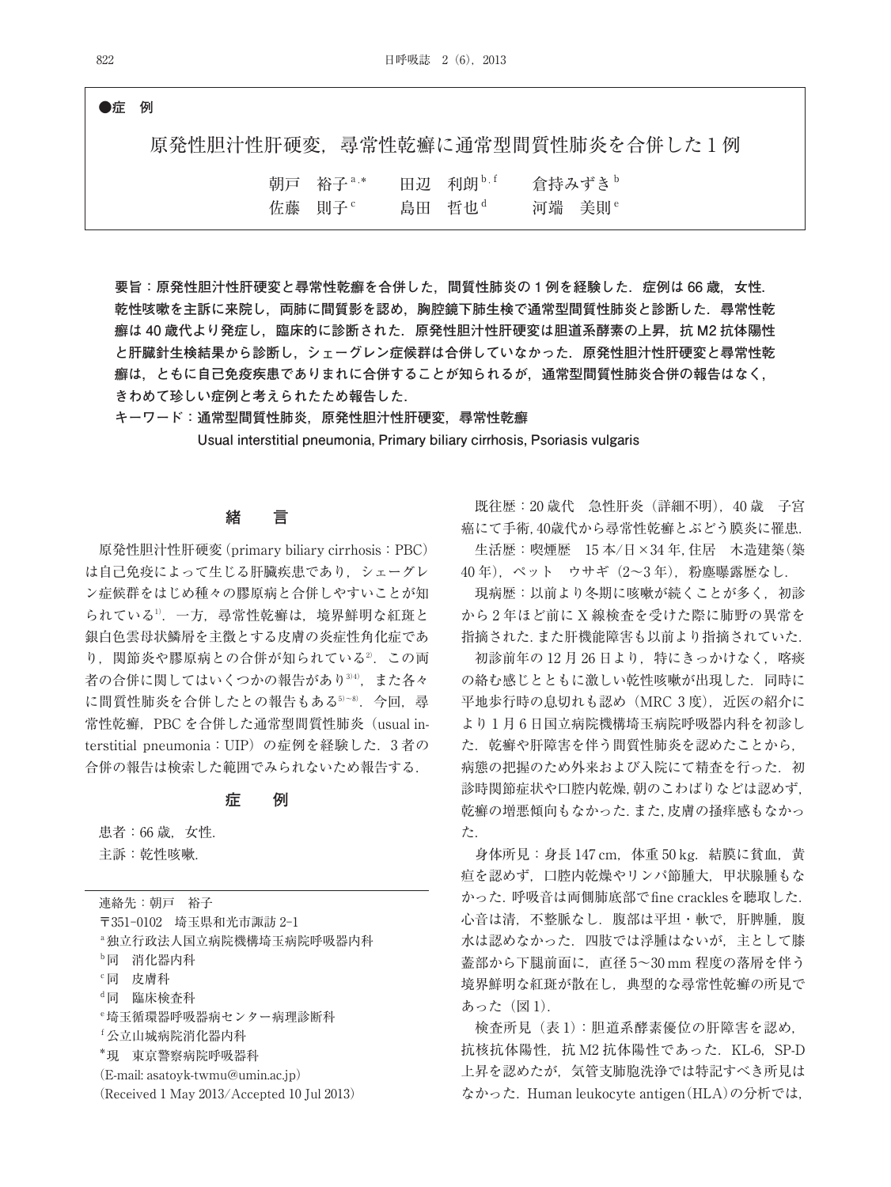●症　例

# 原発性胆汁性肝硬変，尋常性乾癬に通常型間質性肺炎を合併した1例

朝戸　裕子[a,*]　田辺　利朗[b,f]　倉持みずき[b]
佐藤　則子[c]　島田　哲也[d]　河端　美則[e]

**要旨：原発性胆汁性肝硬変と尋常性乾癬を合併した，間質性肺炎の1例を経験した．症例は66歳，女性．乾性咳嗽を主訴に来院し，両肺に間質影を認め，胸腔鏡下肺生検で通常型間質性肺炎と診断した．尋常性乾癬は40歳代より発症し，臨床的に診断された．原発性胆汁性肝硬変は胆道系酵素の上昇，抗M2抗体陽性と肝臓針生検結果から診断し，シェーグレン症候群は合併していなかった．原発性胆汁性肝硬変と尋常性乾癬は，ともに自己免疫疾患でありまれに合併することが知られるが，通常型間質性肺炎合併の報告はなく，きわめて珍しい症例と考えられたため報告した．**

**キーワード：通常型間質性肺炎，原発性胆汁性肝硬変，尋常性乾癬**
**Usual interstitial pneumonia, Primary biliary cirrhosis, Psoriasis vulgaris**

## 緒　言

原発性胆汁性肝硬変（primary biliary cirrhosis：PBC）は自己免疫によって生じる肝臓疾患であり，シェーグレン症候群をはじめ種々の膠原病と合併しやすいことが知られている[1]．一方，尋常性乾癬は，境界鮮明な紅斑と銀白色雲母状鱗屑を主徴とする皮膚の炎症性角化症であり，関節炎や膠原病との合併が知られている[2]．この両者の合併に関してはいくつかの報告があり[3][4]，また各々に間質性肺炎を合併したとの報告もある[5]～[8]．今回，尋常性乾癬，PBCを合併した通常型間質性肺炎（usual interstitial pneumonia：UIP）の症例を経験した．3者の合併の報告は検索した範囲でみられないため報告する．

## 症　例

患者：66歳，女性．
主訴：乾性咳嗽．

既往歴：20歳代　急性肝炎（詳細不明），40歳　子宮癌にて手術，40歳代から尋常性乾癬とぶどう膜炎に罹患．

生活歴：喫煙歴　15本/日×34年，住居　木造建築（築40年），ペット　ウサギ（2～3年），粉塵曝露歴なし．

現病歴：以前より冬期に咳嗽が続くことが多く，初診から2年ほど前にX線検査を受けた際に肺野の異常を指摘された．また肝機能障害も以前より指摘されていた．

初診前年の12月26日より，特にきっかけなく，喀痰の絡む感じとともに激しい乾性咳嗽が出現した．同時に平地歩行時の息切れも認め（MRC 3度），近医の紹介により1月6日国立病院機構埼玉病院呼吸器内科を初診した．乾癬や肝障害を伴う間質性肺炎を認めたことから，病態の把握のため外来および入院にて精査を行った．初診時関節症状や口腔内乾燥，朝のこわばりなどは認めず，乾癬の増悪傾向もなかった．また，皮膚の掻痒感もなかった．

身体所見：身長147 cm，体重50 kg．結膜に貧血，黄疸を認めず，口腔内乾燥やリンパ節腫大，甲状腺腫もなかった．呼吸音は両側肺底部でfine cracklesを聴取した．心音は清，不整脈なし．腹部は平坦・軟で，肝脾腫，腹水は認めなかった．四肢では浮腫はないが，主として膝蓋部から下腿前面に，直径5～30 mm程度の落屑を伴う境界鮮明な紅斑が散在し，典型的な尋常性乾癬の所見であった（図1）．

検査所見（表1）：胆道系酵素優位の肝障害を認め，抗核抗体陽性，抗M2抗体陽性であった．KL-6，SP-D上昇を認めたが，気管支肺胞洗浄では特記すべき所見はなかった．Human leukocyte antigen（HLA）の分析では，

---

連絡先：朝戸　裕子
〒351-0102　埼玉県和光市諏訪2-1
[a]独立行政法人国立病院機構埼玉病院呼吸器内科
[b]同　消化器内科
[c]同　皮膚科
[d]同　臨床検査科
[e]埼玉循環器呼吸器病センター病理診断科
[f]公立山城病院消化器内科
[*]現　東京警察病院呼吸器科
（E-mail: asatoyk-twmu@umin.ac.jp）
（Received 1 May 2013/Accepted 10 Jul 2013）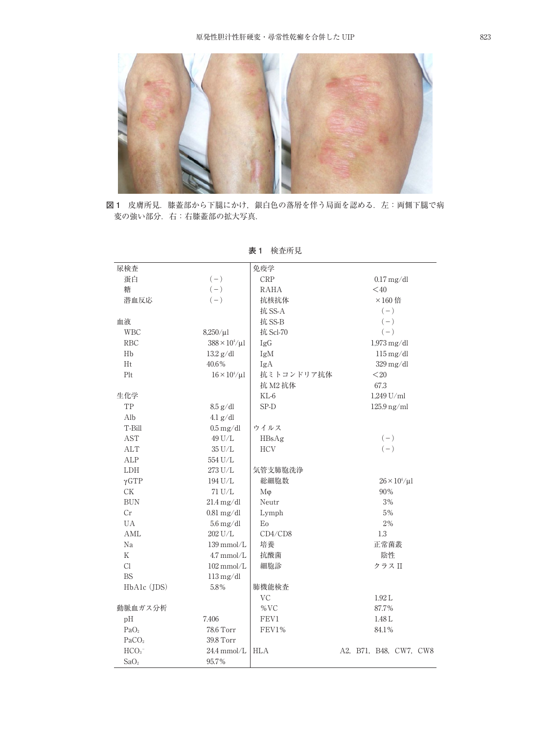図1　皮膚所見．膝蓋部から下腿にかけ，銀白色の落屑を伴う局面を認める．左：両側下腿で病変の強い部分．右：右膝蓋部の拡大写真．

表1　検査所見

| | | | |
|---|---|---|---|
| 尿検査 | | 免疫学 | |
| 蛋白 | (−) | CRP | 0.17 mg/dl |
| 糖 | (−) | RAHA | <40 |
| 潜血反応 | (−) | 抗核抗体 | ×160 倍 |
| | | 抗 SS-A | (−) |
| 血液 | | 抗 SS-B | (−) |
| WBC | 8,250/μl | 抗 Scl-70 | (−) |
| RBC | $388\times10^4$/μl | IgG | 1,973 mg/dl |
| Hb | 13.2 g/dl | IgM | 115 mg/dl |
| Ht | 40.6% | IgA | 329 mg/dl |
| Plt | $16\times10^4$/μl | 抗ミトコンドリア抗体 | <20 |
| | | 抗 M2 抗体 | 67.3 |
| 生化学 | | KL-6 | 1,249 U/ml |
| TP | 8.5 g/dl | SP-D | 125.9 ng/ml |
| Alb | 4.1 g/dl | | |
| T-Bill | 0.5 mg/dl | ウイルス | |
| AST | 49 U/L | HBsAg | (−) |
| ALT | 35 U/L | HCV | (−) |
| ALP | 554 U/L | | |
| LDH | 273 U/L | 気管支肺胞洗浄 | |
| γGTP | 194 U/L | 総細胞数 | $26\times10^4$/μl |
| CK | 71 U/L | Mφ | 90% |
| BUN | 21.4 mg/dl | Neutr | 3% |
| Cr | 0.81 mg/dl | Lymph | 5% |
| UA | 5.6 mg/dl | Eo | 2% |
| AML | 202 U/L | CD4/CD8 | 1.3 |
| Na | 139 mmol/L | 培養 | 正常菌叢 |
| K | 4.7 mmol/L | 抗酸菌 | 陰性 |
| Cl | 102 mmol/L | 細胞診 | クラス II |
| BS | 113 mg/dl | | |
| HbA1c (JDS) | 5.8% | 肺機能検査 | |
| | | VC | 1.92 L |
| 動脈血ガス分析 | | %VC | 87.7% |
| pH | 7.406 | FEV1 | 1.48 L |
| $PaO_2$ | 78.6 Torr | FEV1% | 84.1% |
| $PaCO_2$ | 39.8 Torr | | |
| $HCO_3^-$ | 24.4 mmol/L | HLA | A2, B71, B48, CW7, CW8 |
| $SaO_2$ | 95.7% | | |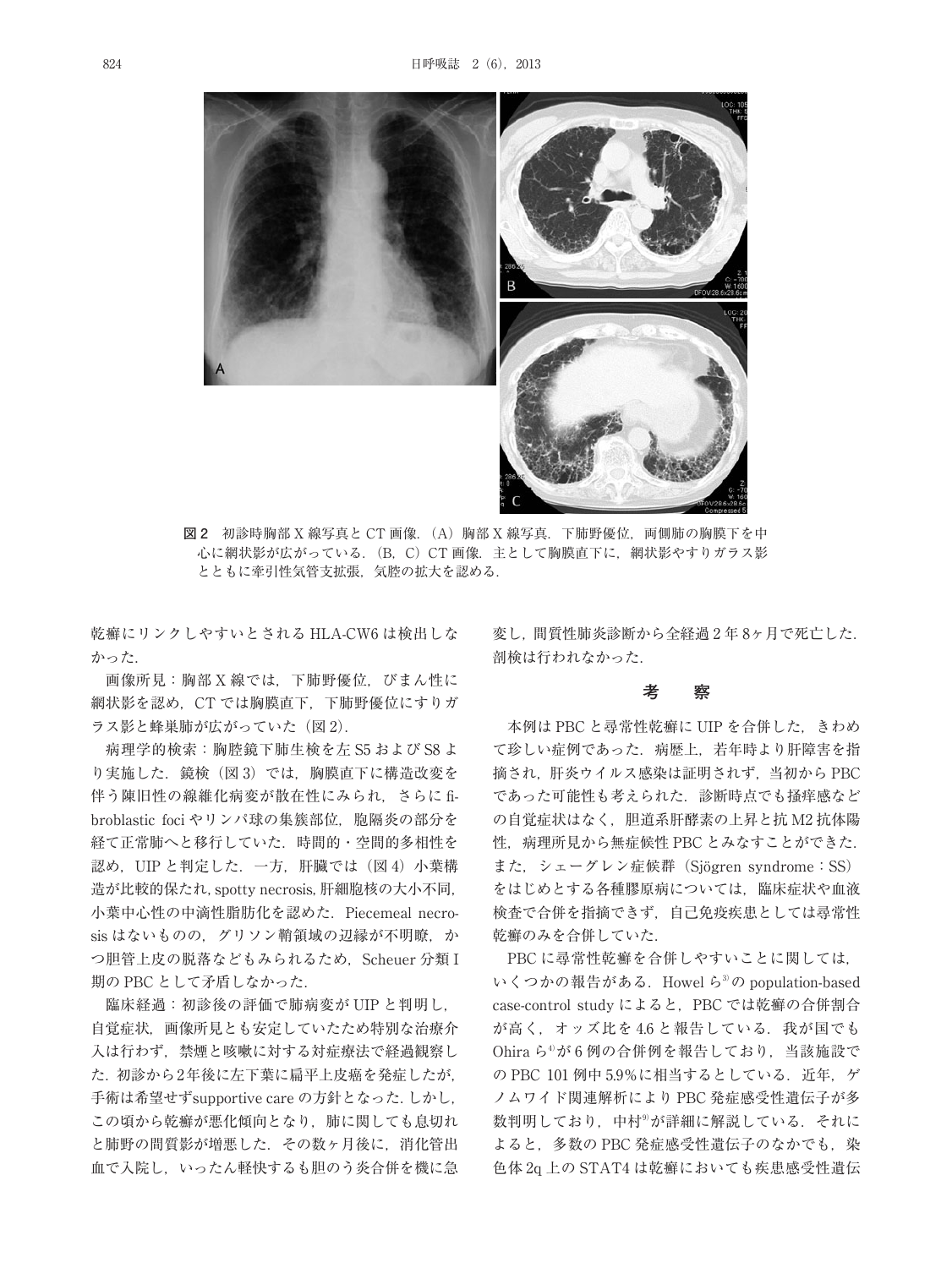図2　初診時胸部X線写真とCT画像.（A）胸部X線写真．下肺野優位，両側肺の胸膜下を中心に網状影が広がっている．（B，C）CT画像．主として胸膜直下に，網状影やすりガラス影とともに牽引性気管支拡張，気腔の拡大を認める．

乾癬にリンクしやすいとされるHLA-CW6は検出しなかった．

画像所見：胸部X線では，下肺野優位，びまん性に網状影を認め，CTでは胸膜直下，下肺野優位にすりガラス影と蜂巣肺が広がっていた（図2）．

病理学的検索：胸腔鏡下肺生検を左S5およびS8より実施した．鏡検（図3）では，胸膜直下に構造改変を伴う陳旧性の線維化病変が散在性にみられ，さらにfibroblastic fociやリンパ球の集簇部位，胞隔炎の部分を経て正常肺へと移行していた．時間的・空間的多相性を認め，UIPと判定した．一方，肝臓では（図4）小葉構造が比較的保たれ，spotty necrosis，肝細胞核の大小不同，小葉中心性の中滴性脂肪化を認めた．Piecemeal necrosisはないものの，グリソン鞘領域の辺縁が不明瞭，かつ胆管上皮の脱落などもみられるため，Scheuer分類I期のPBCとして矛盾しなかった．

臨床経過：初診後の評価で肺病変がUIPと判明し，自覚症状，画像所見とも安定していたため特別な治療介入は行わず，禁煙と咳嗽に対する対症療法で経過観察した．初診から2年後に左下葉に扁平上皮癌を発症したが，手術は希望せずsupportive careの方針となった．しかし，この頃から乾癬が悪化傾向となり，肺に関しても息切れと肺野の間質影が増悪した．その数ヶ月後に，消化管出血で入院し，いったん軽快するも胆のう炎合併を機に急変し，間質性肺炎診断から全経過2年8ヶ月で死亡した．剖検は行われなかった．

## 考　察

本例はPBCと尋常性乾癬にUIPを合併した，きわめて珍しい症例であった．病歴上，若年時より肝障害を指摘され，肝炎ウイルス感染は証明されず，当初からPBCであった可能性も考えられた．診断時点でも掻痒感などの自覚症状はなく，胆道系肝酵素の上昇と抗M2抗体陽性，病理所見から無症候性PBCとみなすことができた．また，シェーグレン症候群（Sjögren syndrome：SS）をはじめとする各種膠原病については，臨床症状や血液検査で合併を指摘できず，自己免疫疾患としては尋常性乾癬のみを合併していた．

PBCに尋常性乾癬を合併しやすいことに関しては，いくつかの報告がある．Howelら[3]のpopulation-based case-control studyによると，PBCでは乾癬の合併割合が高く，オッズ比を4.6と報告している．我が国でもOhiraら[4]が6例の合併例を報告しており，当該施設でのPBC 101例中5.9%に相当するとしている．近年，ゲノムワイド関連解析によりPBC発症感受性遺伝子が多数判明しており，中村[9]が詳細に解説している．それによると，多数のPBC発症感受性遺伝子のなかでも，染色体2q上のSTAT4は乾癬においても疾患感受性遺伝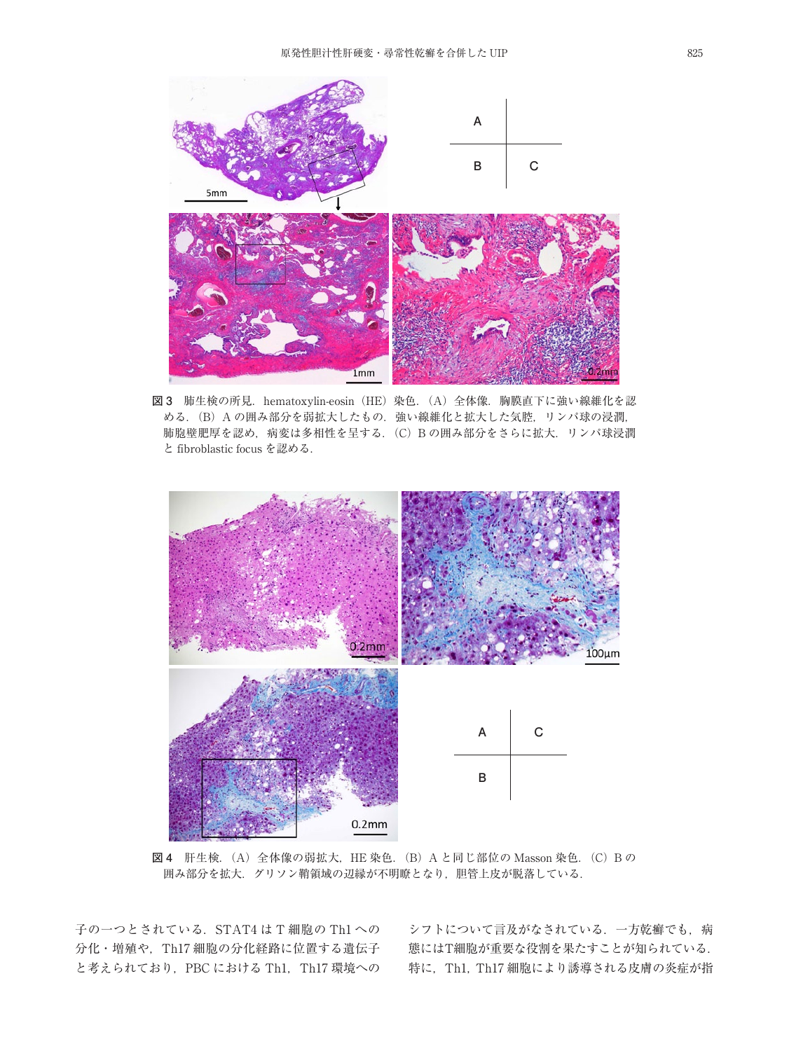図3　肺生検の所見．hematoxylin-eosin（HE）染色．（A）全体像．胸膜直下に強い線維化を認める．（B）A の囲み部分を弱拡大したもの．強い線維化と拡大した気腔，リンパ球の浸潤，肺胞壁肥厚を認め，病変は多相性を呈する．（C）B の囲み部分をさらに拡大．リンパ球浸潤と fibroblastic focus を認める．

図4　肝生検．（A）全体像の弱拡大，HE 染色．（B）A と同じ部位の Masson 染色．（C）B の囲み部分を拡大．グリソン鞘領域の辺縁が不明瞭となり，胆管上皮が脱落している．

子の一つとされている．STAT4 は T 細胞の Th1 への分化・増殖や，Th17 細胞の分化経路に位置する遺伝子と考えられており，PBC における Th1，Th17 環境へのシフトについて言及がなされている．一方乾癬でも，病態にはT細胞が重要な役割を果たすことが知られている．特に，Th1，Th17 細胞により誘導される皮膚の炎症が指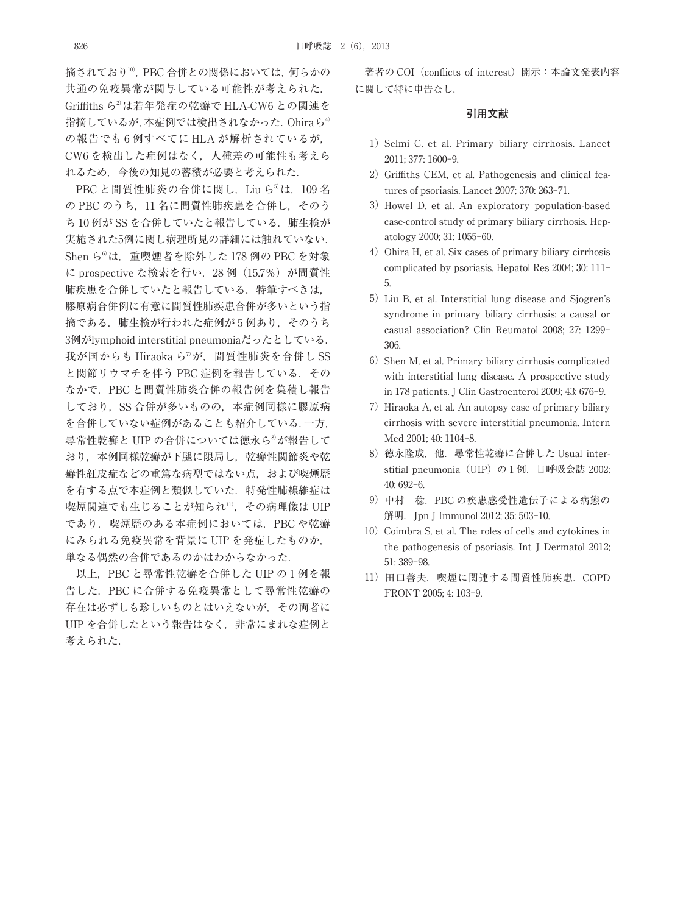摘されており[10]，PBC 合併との関係においては，何らかの共通の免疫異常が関与している可能性が考えられた．Griffiths ら[2]は若年発症の乾癬で HLA-CW6 との関連を指摘しているが，本症例では検出されなかった．Ohira ら[4]の報告でも 6 例すべてに HLA が解析されているが，CW6 を検出した症例はなく，人種差の可能性も考えられるため，今後の知見の蓄積が必要と考えられた．

PBC と間質性肺炎の合併に関し，Liu ら[5]は，109 名の PBC のうち，11 名に間質性肺疾患を合併し，そのうち 10 例が SS を合併していたと報告している．肺生検が実施された5例に関し病理所見の詳細には触れていない．Shen ら[6]は，重喫煙者を除外した 178 例の PBC を対象に prospective な検索を行い，28 例（15.7%）が間質性肺疾患を合併していたと報告している．特筆すべきは，膠原病合併例に有意に間質性肺疾患合併が多いという指摘である．肺生検が行われた症例が 5 例あり，そのうち3例がlymphoid interstitial pneumoniaだったとしている．我が国からも Hiraoka ら[7]が，間質性肺炎を合併し SS と関節リウマチを伴う PBC 症例を報告している．そのなかで，PBC と間質性肺炎合併の報告例を集積し報告しており，SS 合併が多いものの，本症例同様に膠原病を合併していない症例があることも紹介している．一方，尋常性乾癬と UIP の合併については徳永ら[8]が報告しており，本例同様乾癬が下腿に限局し，乾癬性関節炎や乾癬性紅皮症などの重篤な病型ではない点，および喫煙歴を有する点で本症例と類似していた．特発性肺線維症は喫煙関連でも生じることが知られ[11]，その病理像は UIP であり，喫煙歴のある本症例においては，PBC や乾癬にみられる免疫異常を背景に UIP を発症したものか，単なる偶然の合併であるのかはわからなかった．

以上，PBC と尋常性乾癬を合併した UIP の 1 例を報告した．PBC に合併する免疫異常として尋常性乾癬の存在は必ずしも珍しいものとはいえないが，その両者に UIP を合併したという報告はなく，非常にまれな症例と考えられた．

著者の COI（conflicts of interest）開示：本論文発表内容に関して特に申告なし．

## 引用文献

1) Selmi C, et al. Primary biliary cirrhosis. Lancet 2011; 377: 1600-9.
2) Griffiths CEM, et al. Pathogenesis and clinical features of psoriasis. Lancet 2007; 370: 263-71.
3) Howel D, et al. An exploratory population-based case-control study of primary biliary cirrhosis. Hepatology 2000; 31: 1055-60.
4) Ohira H, et al. Six cases of primary biliary cirrhosis complicated by psoriasis. Hepatol Res 2004; 30: 111-5.
5) Liu B, et al. Interstitial lung disease and Sjogren's syndrome in primary biliary cirrhosis: a causal or casual association? Clin Reumatol 2008; 27: 1299-306.
6) Shen M, et al. Primary biliary cirrhosis complicated with interstitial lung disease. A prospective study in 178 patients. J Clin Gastroenterol 2009; 43: 676-9.
7) Hiraoka A, et al. An autopsy case of primary biliary cirrhosis with severe interstitial pneumonia. Intern Med 2001; 40: 1104-8.
8) 徳永隆成，他．尋常性乾癬に合併した Usual interstitial pneumonia（UIP）の 1 例．日呼吸会誌 2002; 40: 692-6.
9) 中村　稔．PBC の疾患感受性遺伝子による病態の解明．Jpn J Immunol 2012; 35: 503-10.
10) Coimbra S, et al. The roles of cells and cytokines in the pathogenesis of psoriasis. Int J Dermatol 2012; 51: 389-98.
11) 田口善夫．喫煙に関連する間質性肺疾患．COPD FRONT 2005; 4: 103-9.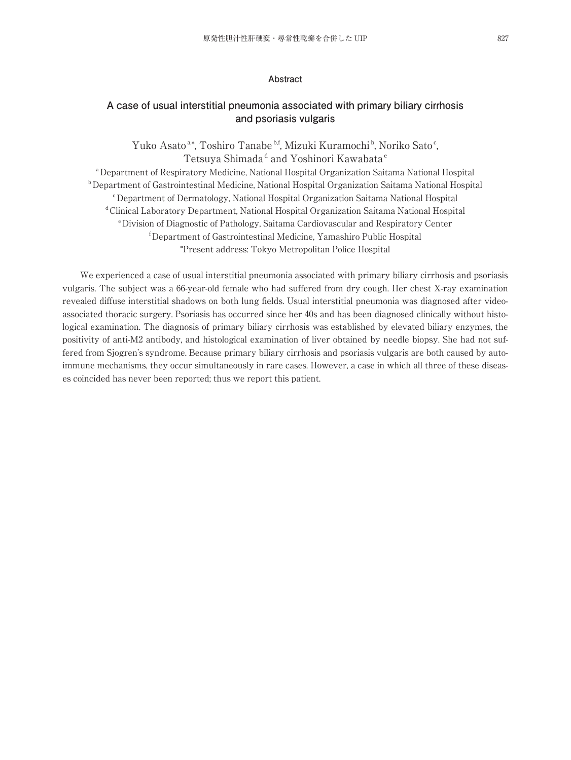## Abstract

### A case of usual interstitial pneumonia associated with primary biliary cirrhosis and psoriasis vulgaris

Yuko Asato[a,*], Toshiro Tanabe[b,f], Mizuki Kuramochi[b], Noriko Sato[c], Tetsuya Shimada[d] and Yoshinori Kawabata[e]

[a] Department of Respiratory Medicine, National Hospital Organization Saitama National Hospital
[b] Department of Gastrointestinal Medicine, National Hospital Organization Saitama National Hospital
[c] Department of Dermatology, National Hospital Organization Saitama National Hospital
[d] Clinical Laboratory Department, National Hospital Organization Saitama National Hospital
[e] Division of Diagnostic of Pathology, Saitama Cardiovascular and Respiratory Center
[f] Department of Gastrointestinal Medicine, Yamashiro Public Hospital
*Present address: Tokyo Metropolitan Police Hospital

We experienced a case of usual interstitial pneumonia associated with primary biliary cirrhosis and psoriasis vulgaris. The subject was a 66-year-old female who had suffered from dry cough. Her chest X-ray examination revealed diffuse interstitial shadows on both lung fields. Usual interstitial pneumonia was diagnosed after video-associated thoracic surgery. Psoriasis has occurred since her 40s and has been diagnosed clinically without histological examination. The diagnosis of primary biliary cirrhosis was established by elevated biliary enzymes, the positivity of anti-M2 antibody, and histological examination of liver obtained by needle biopsy. She had not suffered from Sjogren's syndrome. Because primary biliary cirrhosis and psoriasis vulgaris are both caused by autoimmune mechanisms, they occur simultaneously in rare cases. However, a case in which all three of these diseases coincided has never been reported; thus we report this patient.